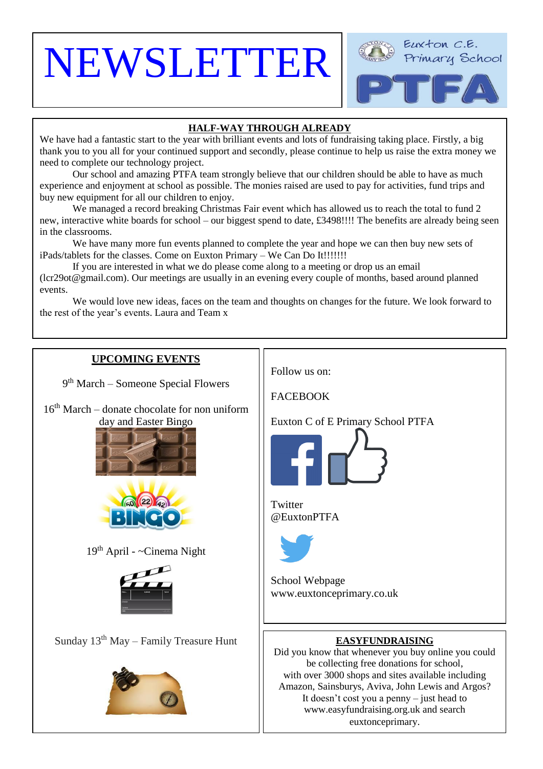# NEWSLETTER

Euxton C.E. Primary School

PTFA

## HALF-WAY THROUGH ALREADY

We have had a fantastic start to the year with brilliant events and lots of fundraising taking place. Firstly, a big thank you to you all for your continued support and secondly, please continue to help us raise the extra money we need to complete our technology project.

Our school and amazing PTFA team strongly believe that our children should be able to have as much experience and enjoyment at school as possible. The monies raised are used to pay for activities, fund trips and buy new equipment for all our children to enjoy.

We managed a record breaking Christmas Fair event which has allowed us to reach the total to fund 2 new, interactive white boards for school – our biggest spend to date, £3498!!!! The benefits are already being seen in the classrooms.

We have many more fun events planned to complete the year and hope we can then buy new sets of iPads/tablets for the classes. Come on Euxton Primary – We Can Do It!!!!!!!

If you are interested in what we do please come along to a meeting or drop us an email (lcr29ot@gmail.com). Our meetings are usually in an evening every couple of months, based around planned events.

We would love new ideas, faces on the team and thoughts on changes for the future. We look forward to the rest of the year's events. Laura and Team x

## UPCOMING EVENTS

9th March – Someone Special Flowers

16th March – donate chocolate for non uniform day and Easter Bingo

19th April - ~Cinema Night

Sunday 13th May – Family Treasure Hunt

Follow us on:

FACEBOOK

Euxton C of E Primary School PTFA

Twitter
@EuxtonPTFA

School Webpage
www.euxtonceprimary.co.uk

## EASYFUNDRAISING

Did you know that whenever you buy online you could be collecting free donations for school, with over 3000 shops and sites available including Amazon, Sainsburys, Aviva, John Lewis and Argos? It doesn't cost you a penny – just head to www.easyfundraising.org.uk and search euxtonceprimary.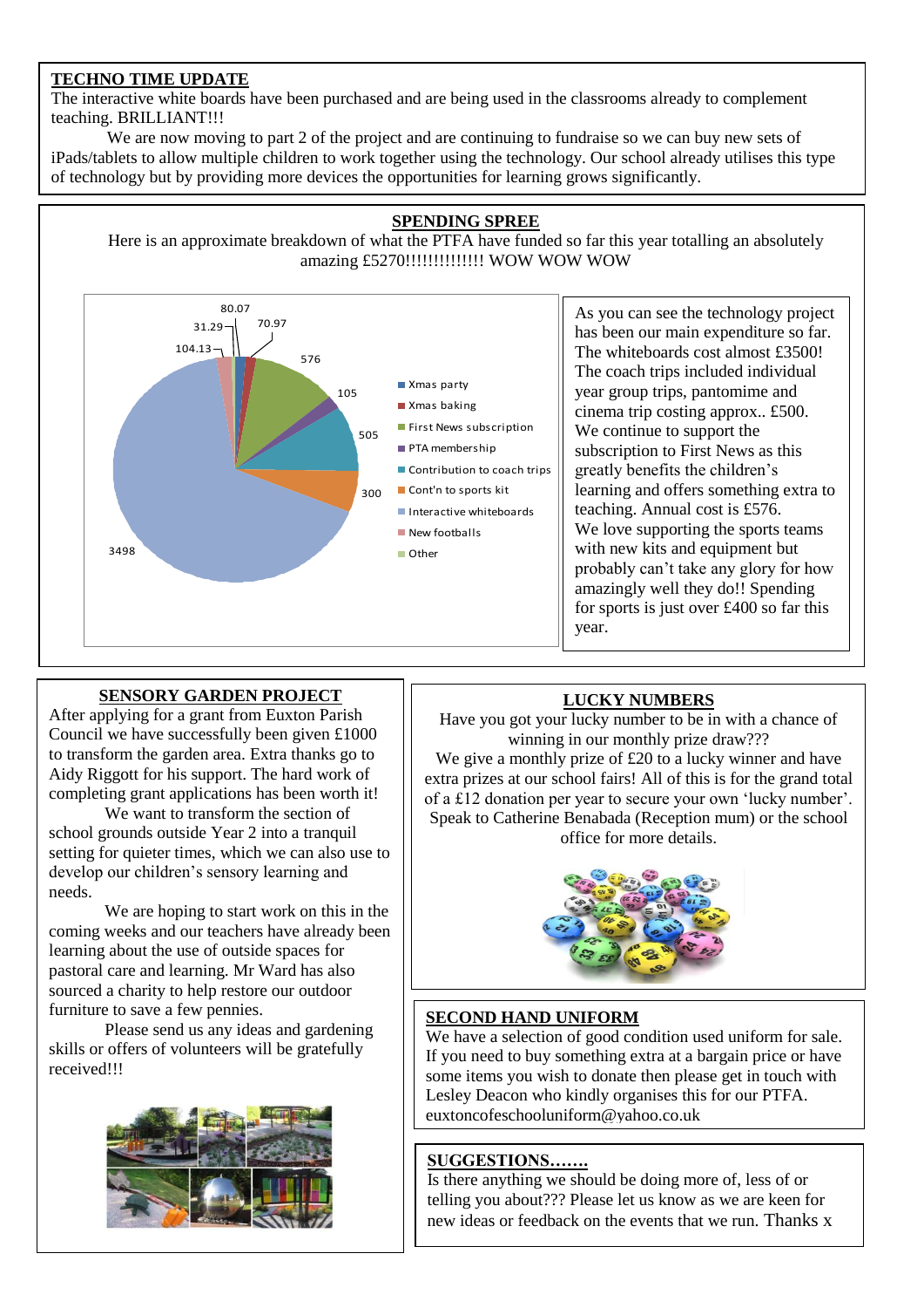## TECHNO TIME UPDATE

The interactive white boards have been purchased and are being used in the classrooms already to complement teaching. BRILLIANT!!!

We are now moving to part 2 of the project and are continuing to fundraise so we can buy new sets of iPads/tablets to allow multiple children to work together using the technology. Our school already utilises this type of technology but by providing more devices the opportunities for learning grows significantly.

## SPENDING SPREE

Here is an approximate breakdown of what the PTFA have funded so far this year totalling an absolutely amazing £5270!!!!!!!!!!!!!! WOW WOW WOW

80.07
31.29
70.97
104.13
576
105
505
300
3498

Xmas party
Xmas baking
First News subscription
PTA membership
Contribution to coach trips
Cont'n to sports kit
Interactive whiteboards
New footballs
Other

As you can see the technology project has been our main expenditure so far. The whiteboards cost almost £3500! The coach trips included individual year group trips, pantomime and cinema trip costing approx.. £500. We continue to support the subscription to First News as this greatly benefits the children's learning and offers something extra to teaching. Annual cost is £576. We love supporting the sports teams with new kits and equipment but probably can't take any glory for how amazingly well they do!! Spending for sports is just over £400 so far this year.

## SENSORY GARDEN PROJECT

After applying for a grant from Euxton Parish Council we have successfully been given £1000 to transform the garden area. Extra thanks go to Aidy Riggott for his support. The hard work of completing grant applications has been worth it!

We want to transform the section of school grounds outside Year 2 into a tranquil setting for quieter times, which we can also use to develop our children's sensory learning and needs.

We are hoping to start work on this in the coming weeks and our teachers have already been learning about the use of outside spaces for pastoral care and learning. Mr Ward has also sourced a charity to help restore our outdoor furniture to save a few pennies.

Please send us any ideas and gardening skills or offers of volunteers will be gratefully received!!!

## LUCKY NUMBERS

Have you got your lucky number to be in with a chance of winning in our monthly prize draw???

We give a monthly prize of £20 to a lucky winner and have extra prizes at our school fairs! All of this is for the grand total of a £12 donation per year to secure your own 'lucky number'. Speak to Catherine Benabada (Reception mum) or the school office for more details.

## SECOND HAND UNIFORM

We have a selection of good condition used uniform for sale. If you need to buy something extra at a bargain price or have some items you wish to donate then please get in touch with Lesley Deacon who kindly organises this for our PTFA. euxtoncofeschooluniform@yahoo.co.uk

## SUGGESTIONS…….

Is there anything we should be doing more of, less of or telling you about??? Please let us know as we are keen for new ideas or feedback on the events that we run. Thanks x